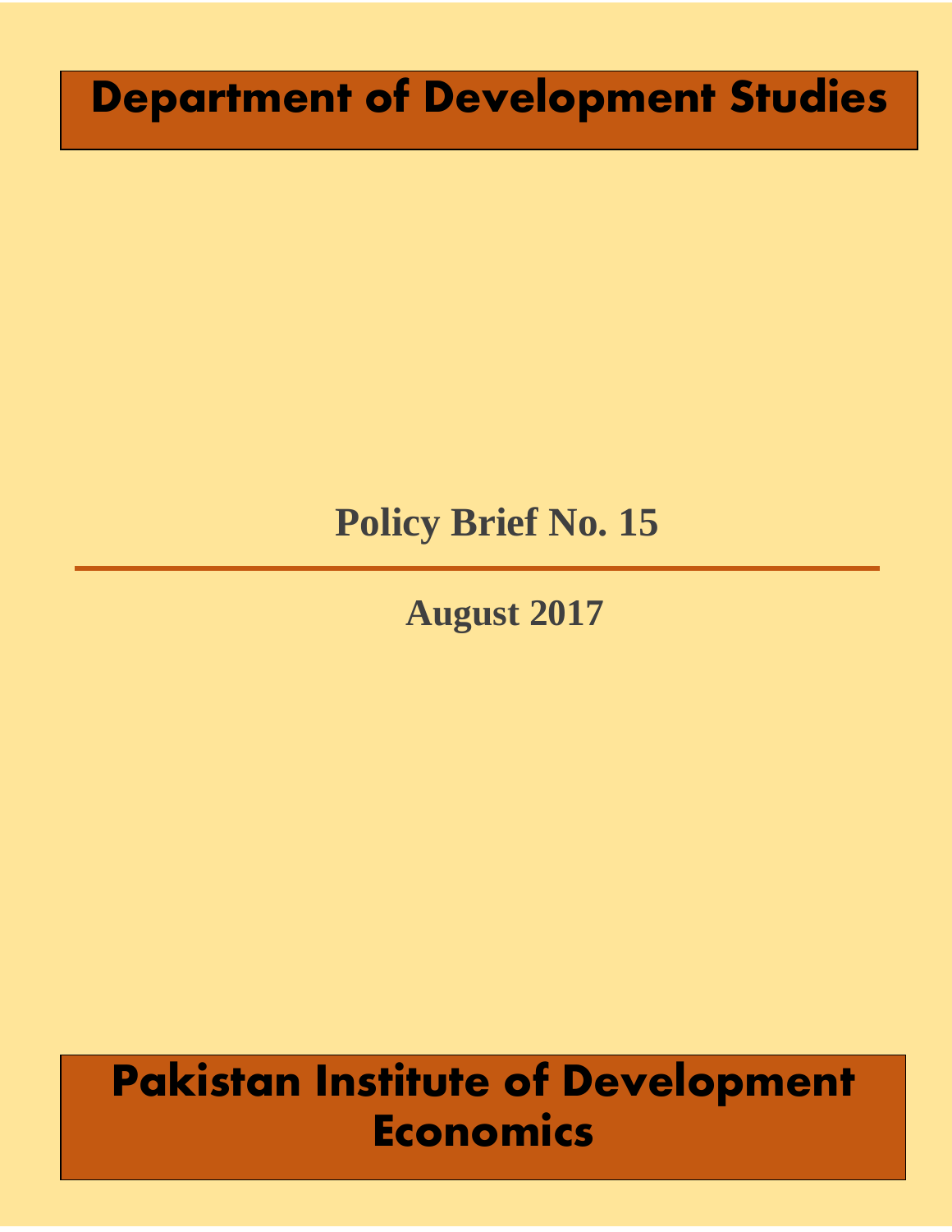# Department of Development Studies

## Policy Brief No. 15

---

**August 2017**

# Pakistan Institute of Development Economics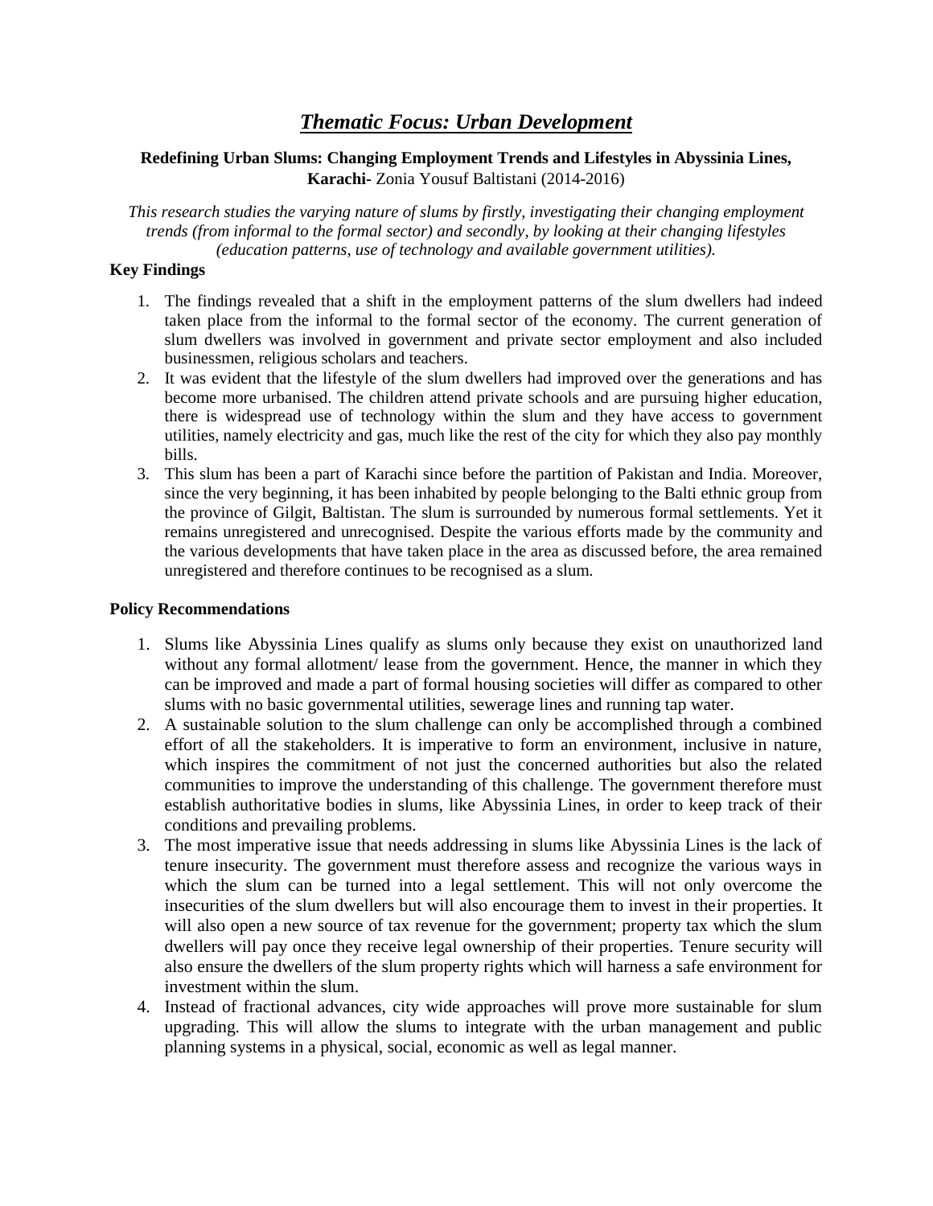# *Thematic Focus: Urban Development*

**Redefining Urban Slums: Changing Employment Trends and Lifestyles in Abyssinia Lines, Karachi-** Zonia Yousuf Baltistani (2014-2016)

*This research studies the varying nature of slums by firstly, investigating their changing employment trends (from informal to the formal sector) and secondly, by looking at their changing lifestyles (education patterns, use of technology and available government utilities).*

**Key Findings**

1. The findings revealed that a shift in the employment patterns of the slum dwellers had indeed taken place from the informal to the formal sector of the economy. The current generation of slum dwellers was involved in government and private sector employment and also included businessmen, religious scholars and teachers.
2. It was evident that the lifestyle of the slum dwellers had improved over the generations and has become more urbanised. The children attend private schools and are pursuing higher education, there is widespread use of technology within the slum and they have access to government utilities, namely electricity and gas, much like the rest of the city for which they also pay monthly bills.
3. This slum has been a part of Karachi since before the partition of Pakistan and India. Moreover, since the very beginning, it has been inhabited by people belonging to the Balti ethnic group from the province of Gilgit, Baltistan. The slum is surrounded by numerous formal settlements. Yet it remains unregistered and unrecognised. Despite the various efforts made by the community and the various developments that have taken place in the area as discussed before, the area remained unregistered and therefore continues to be recognised as a slum.

**Policy Recommendations**

1. Slums like Abyssinia Lines qualify as slums only because they exist on unauthorized land without any formal allotment/ lease from the government. Hence, the manner in which they can be improved and made a part of formal housing societies will differ as compared to other slums with no basic governmental utilities, sewerage lines and running tap water.
2. A sustainable solution to the slum challenge can only be accomplished through a combined effort of all the stakeholders. It is imperative to form an environment, inclusive in nature, which inspires the commitment of not just the concerned authorities but also the related communities to improve the understanding of this challenge. The government therefore must establish authoritative bodies in slums, like Abyssinia Lines, in order to keep track of their conditions and prevailing problems.
3. The most imperative issue that needs addressing in slums like Abyssinia Lines is the lack of tenure insecurity. The government must therefore assess and recognize the various ways in which the slum can be turned into a legal settlement. This will not only overcome the insecurities of the slum dwellers but will also encourage them to invest in their properties. It will also open a new source of tax revenue for the government; property tax which the slum dwellers will pay once they receive legal ownership of their properties. Tenure security will also ensure the dwellers of the slum property rights which will harness a safe environment for investment within the slum.
4. Instead of fractional advances, city wide approaches will prove more sustainable for slum upgrading. This will allow the slums to integrate with the urban management and public planning systems in a physical, social, economic as well as legal manner.